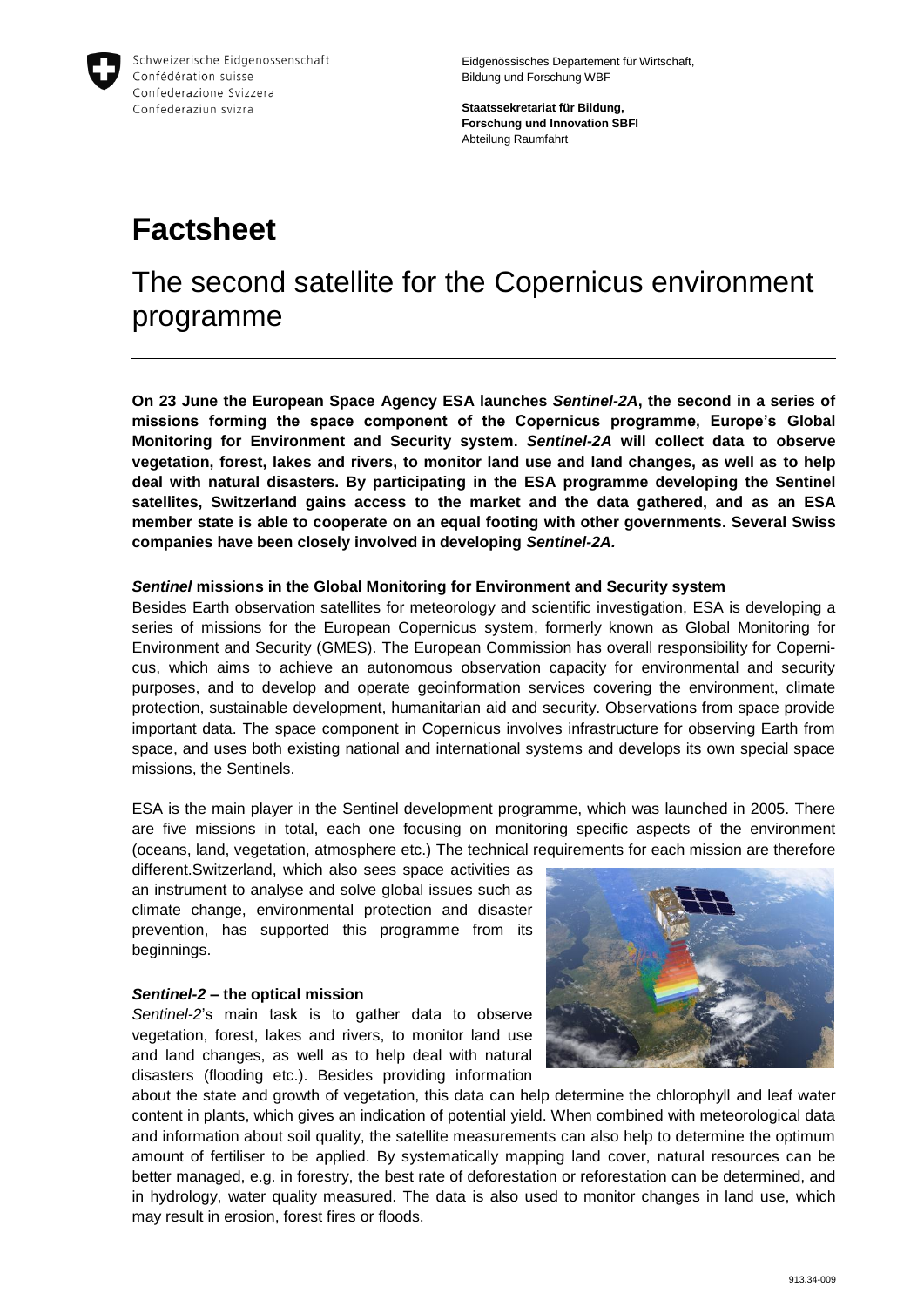Schweizerische Eidgenossenschaft
Confédération suisse
Confederazione Svizzera
Confederaziun svizra

Eidgenössisches Departement für Wirtschaft, Bildung und Forschung WBF

**Staatssekretariat für Bildung, Forschung und Innovation SBFI**
Abteilung Raumfahrt

# Factsheet

## The second satellite for the Copernicus environment programme

**On 23 June the European Space Agency ESA launches *Sentinel-2A*, the second in a series of missions forming the space component of the Copernicus programme, Europe's Global Monitoring for Environment and Security system. *Sentinel-2A* will collect data to observe vegetation, forest, lakes and rivers, to monitor land use and land changes, as well as to help deal with natural disasters. By participating in the ESA programme developing the Sentinel satellites, Switzerland gains access to the market and the data gathered, and as an ESA member state is able to cooperate on an equal footing with other governments. Several Swiss companies have been closely involved in developing *Sentinel-2A.***

### *Sentinel* missions in the Global Monitoring for Environment and Security system

Besides Earth observation satellites for meteorology and scientific investigation, ESA is developing a series of missions for the European Copernicus system, formerly known as Global Monitoring for Environment and Security (GMES). The European Commission has overall responsibility for Copernicus, which aims to achieve an autonomous observation capacity for environmental and security purposes, and to develop and operate geoinformation services covering the environment, climate protection, sustainable development, humanitarian aid and security. Observations from space provide important data. The space component in Copernicus involves infrastructure for observing Earth from space, and uses both existing national and international systems and develops its own special space missions, the Sentinels.

ESA is the main player in the Sentinel development programme, which was launched in 2005. There are five missions in total, each one focusing on monitoring specific aspects of the environment (oceans, land, vegetation, atmosphere etc.) The technical requirements for each mission are therefore different.Switzerland, which also sees space activities as an instrument to analyse and solve global issues such as climate change, environmental protection and disaster prevention, has supported this programme from its beginnings.

### *Sentinel-2* – the optical mission

*Sentinel-2*'s main task is to gather data to observe vegetation, forest, lakes and rivers, to monitor land use and land changes, as well as to help deal with natural disasters (flooding etc.). Besides providing information about the state and growth of vegetation, this data can help determine the chlorophyll and leaf water content in plants, which gives an indication of potential yield. When combined with meteorological data and information about soil quality, the satellite measurements can also help to determine the optimum amount of fertiliser to be applied. By systematically mapping land cover, natural resources can be better managed, e.g. in forestry, the best rate of deforestation or reforestation can be determined, and in hydrology, water quality measured. The data is also used to monitor changes in land use, which may result in erosion, forest fires or floods.

913.34-009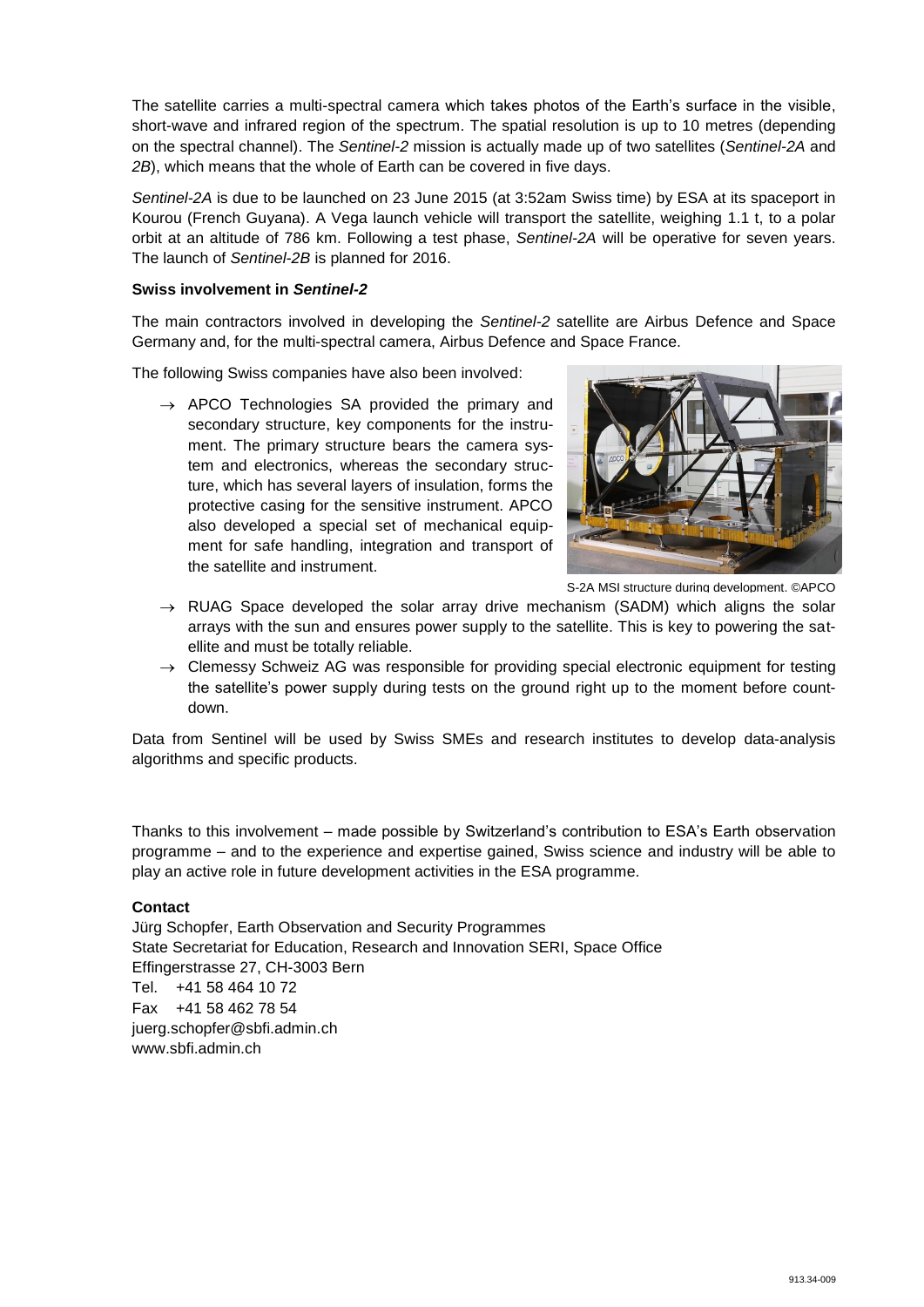The satellite carries a multi-spectral camera which takes photos of the Earth's surface in the visible, short-wave and infrared region of the spectrum. The spatial resolution is up to 10 metres (depending on the spectral channel). The *Sentinel-2* mission is actually made up of two satellites (*Sentinel-2A* and *2B*), which means that the whole of Earth can be covered in five days.

*Sentinel-2A* is due to be launched on 23 June 2015 (at 3:52am Swiss time) by ESA at its spaceport in Kourou (French Guyana). A Vega launch vehicle will transport the satellite, weighing 1.1 t, to a polar orbit at an altitude of 786 km. Following a test phase, *Sentinel-2A* will be operative for seven years. The launch of *Sentinel-2B* is planned for 2016.

**Swiss involvement in *Sentinel-2***

The main contractors involved in developing the *Sentinel-2* satellite are Airbus Defence and Space Germany and, for the multi-spectral camera, Airbus Defence and Space France.

The following Swiss companies have also been involved:

→ APCO Technologies SA provided the primary and secondary structure, key components for the instrument. The primary structure bears the camera system and electronics, whereas the secondary structure, which has several layers of insulation, forms the protective casing for the sensitive instrument. APCO also developed a special set of mechanical equipment for safe handling, integration and transport of the satellite and instrument.

S-2A MSI structure during development. ©APCO

→ RUAG Space developed the solar array drive mechanism (SADM) which aligns the solar arrays with the sun and ensures power supply to the satellite. This is key to powering the satellite and must be totally reliable.

→ Clemessy Schweiz AG was responsible for providing special electronic equipment for testing the satellite's power supply during tests on the ground right up to the moment before countdown.

Data from Sentinel will be used by Swiss SMEs and research institutes to develop data-analysis algorithms and specific products.

Thanks to this involvement – made possible by Switzerland's contribution to ESA's Earth observation programme – and to the experience and expertise gained, Swiss science and industry will be able to play an active role in future development activities in the ESA programme.

**Contact**

Jürg Schopfer, Earth Observation and Security Programmes
State Secretariat for Education, Research and Innovation SERI, Space Office
Effingerstrasse 27, CH-3003 Bern
Tel. +41 58 464 10 72
Fax +41 58 462 78 54
juerg.schopfer@sbfi.admin.ch
www.sbfi.admin.ch

913.34-009